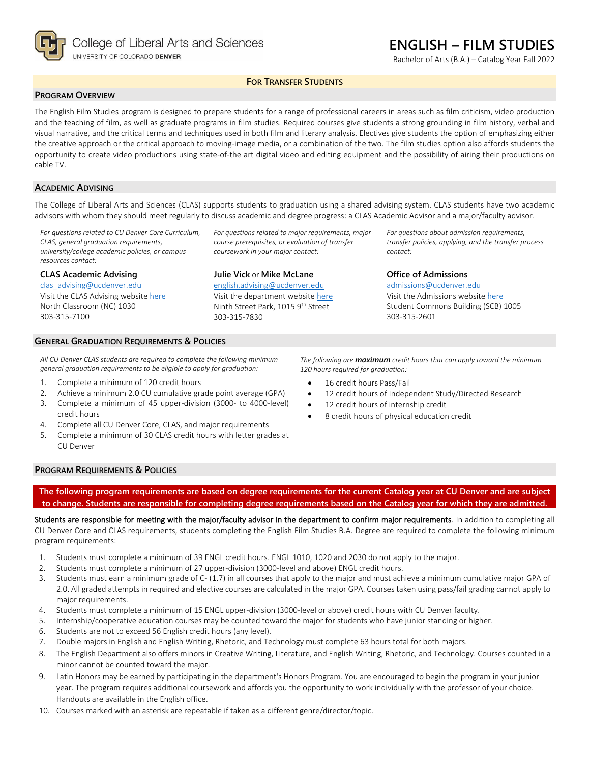College of Liberal Arts and Sciences
UNIVERSITY OF COLORADO **DENVER**

# ENGLISH – FILM STUDIES

Bachelor of Arts (B.A.) – Catalog Year Fall 2022

**FOR TRANSFER STUDENTS**

## PROGRAM OVERVIEW

The English Film Studies program is designed to prepare students for a range of professional careers in areas such as film criticism, video production and the teaching of film, as well as graduate programs in film studies. Required courses give students a strong grounding in film history, verbal and visual narrative, and the critical terms and techniques used in both film and literary analysis. Electives give students the option of emphasizing either the creative approach or the critical approach to moving-image media, or a combination of the two. The film studies option also affords students the opportunity to create video productions using state-of-the art digital video and editing equipment and the possibility of airing their productions on cable TV.

## ACADEMIC ADVISING

The College of Liberal Arts and Sciences (CLAS) supports students to graduation using a shared advising system. CLAS students have two academic advisors with whom they should meet regularly to discuss academic and degree progress: a CLAS Academic Advisor and a major/faculty advisor.

*For questions related to CU Denver Core Curriculum, CLAS, general graduation requirements, university/college academic policies, or campus resources contact:*

**CLAS Academic Advising**
clas_advising@ucdenver.edu
Visit the CLAS Advising website here
North Classroom (NC) 1030
303-315-7100

*For questions related to major requirements, major course prerequisites, or evaluation of transfer coursework in your major contact:*

**Julie Vick** or **Mike McLane**
english.advising@ucdenver.edu
Visit the department website here
Ninth Street Park, 1015 9th Street
303-315-7830

*For questions about admission requirements, transfer policies, applying, and the transfer process contact:*

**Office of Admissions**
admissions@ucdenver.edu
Visit the Admissions website here
Student Commons Building (SCB) 1005
303-315-2601

## GENERAL GRADUATION REQUIREMENTS & POLICIES

*All CU Denver CLAS students are required to complete the following minimum general graduation requirements to be eligible to apply for graduation:*

1. Complete a minimum of 120 credit hours
2. Achieve a minimum 2.0 CU cumulative grade point average (GPA)
3. Complete a minimum of 45 upper-division (3000- to 4000-level) credit hours
4. Complete all CU Denver Core, CLAS, and major requirements
5. Complete a minimum of 30 CLAS credit hours with letter grades at CU Denver

*The following are* ***maximum*** *credit hours that can apply toward the minimum 120 hours required for graduation:*

- 16 credit hours Pass/Fail
- 12 credit hours of Independent Study/Directed Research
- 12 credit hours of internship credit
- 8 credit hours of physical education credit

## PROGRAM REQUIREMENTS & POLICIES

**The following program requirements are based on degree requirements for the current Catalog year at CU Denver and are subject to change. Students are responsible for completing degree requirements based on the Catalog year for which they are admitted.**

Students are responsible for meeting with the major/faculty advisor in the department to confirm major requirements. In addition to completing all CU Denver Core and CLAS requirements, students completing the English Film Studies B.A. Degree are required to complete the following minimum program requirements:

1. Students must complete a minimum of 39 ENGL credit hours. ENGL 1010, 1020 and 2030 do not apply to the major.
2. Students must complete a minimum of 27 upper-division (3000-level and above) ENGL credit hours.
3. Students must earn a minimum grade of C- (1.7) in all courses that apply to the major and must achieve a minimum cumulative major GPA of 2.0. All graded attempts in required and elective courses are calculated in the major GPA. Courses taken using pass/fail grading cannot apply to major requirements.
4. Students must complete a minimum of 15 ENGL upper-division (3000-level or above) credit hours with CU Denver faculty.
5. Internship/cooperative education courses may be counted toward the major for students who have junior standing or higher.
6. Students are not to exceed 56 English credit hours (any level).
7. Double majors in English and English Writing, Rhetoric, and Technology must complete 63 hours total for both majors.
8. The English Department also offers minors in Creative Writing, Literature, and English Writing, Rhetoric, and Technology. Courses counted in a minor cannot be counted toward the major.
9. Latin Honors may be earned by participating in the department's Honors Program. You are encouraged to begin the program in your junior year. The program requires additional coursework and affords you the opportunity to work individually with the professor of your choice. Handouts are available in the English office.
10. Courses marked with an asterisk are repeatable if taken as a different genre/director/topic.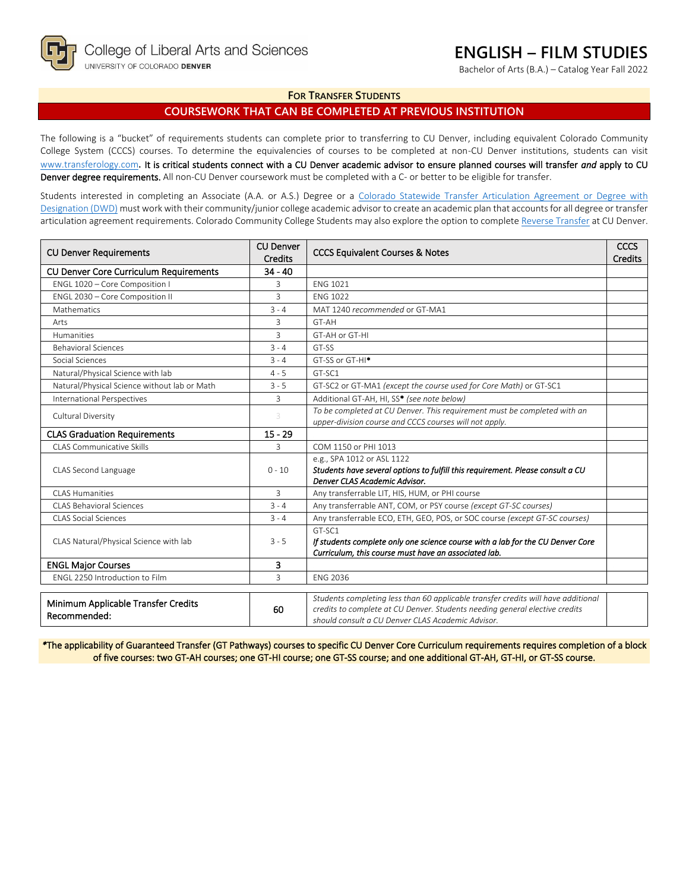College of Liberal Arts and Sciences
UNIVERSITY OF COLORADO DENVER

# ENGLISH – FILM STUDIES

Bachelor of Arts (B.A.) – Catalog Year Fall 2022

## FOR TRANSFER STUDENTS

## COURSEWORK THAT CAN BE COMPLETED AT PREVIOUS INSTITUTION

The following is a "bucket" of requirements students can complete prior to transferring to CU Denver, including equivalent Colorado Community College System (CCCS) courses. To determine the equivalencies of courses to be completed at non-CU Denver institutions, students can visit www.transferology.com**. It is critical students connect with a CU Denver academic advisor to ensure planned courses will transfer *and* apply to CU Denver degree requirements.** All non-CU Denver coursework must be completed with a C- or better to be eligible for transfer.

Students interested in completing an Associate (A.A. or A.S.) Degree or a Colorado Statewide Transfer Articulation Agreement or Degree with Designation (DWD) must work with their community/junior college academic advisor to create an academic plan that accounts for all degree or transfer articulation agreement requirements. Colorado Community College Students may also explore the option to complete Reverse Transfer at CU Denver.

| CU Denver Requirements | CU Denver Credits | CCCS Equivalent Courses & Notes | CCCS Credits |
|---|---|---|---|
| **CU Denver Core Curriculum Requirements** | **34 - 40** | | |
| ENGL 1020 – Core Composition I | 3 | ENG 1021 | |
| ENGL 2030 – Core Composition II | 3 | ENG 1022 | |
| Mathematics | 3 - 4 | MAT 1240 *recommended* or GT-MA1 | |
| Arts | 3 | GT-AH | |
| Humanities | 3 | GT-AH or GT-HI | |
| Behavioral Sciences | 3 - 4 | GT-SS | |
| Social Sciences | 3 - 4 | GT-SS or GT-HI* | |
| Natural/Physical Science with lab | 4 - 5 | GT-SC1 | |
| Natural/Physical Science without lab or Math | 3 - 5 | GT-SC2 or GT-MA1 *(except the course used for Core Math)* or GT-SC1 | |
| International Perspectives | 3 | Additional GT-AH, HI, SS* *(see note below)* | |
| Cultural Diversity | 3 | *To be completed at CU Denver. This requirement must be completed with an upper-division course and CCCS courses will not apply.* | |
| **CLAS Graduation Requirements** | **15 - 29** | | |
| CLAS Communicative Skills | 3 | COM 1150 or PHI 1013 | |
| CLAS Second Language | 0 - 10 | e.g., SPA 1012 or ASL 1122 ***Students have several options to fulfill this requirement. Please consult a CU Denver CLAS Academic Advisor.*** | |
| CLAS Humanities | 3 | Any transferrable LIT, HIS, HUM, or PHI course | |
| CLAS Behavioral Sciences | 3 - 4 | Any transferrable ANT, COM, or PSY course *(except GT-SC courses)* | |
| CLAS Social Sciences | 3 - 4 | Any transferrable ECO, ETH, GEO, POS, or SOC course *(except GT-SC courses)* | |
| CLAS Natural/Physical Science with lab | 3 - 5 | GT-SC1 ***If students complete only one science course with a lab for the CU Denver Core Curriculum, this course must have an associated lab.*** | |
| **ENGL Major Courses** | **3** | | |
| ENGL 2250 Introduction to Film | 3 | ENG 2036 | |

| Minimum Applicable Transfer Credits Recommended: | 60 | *Students completing less than 60 applicable transfer credits will have additional credits to complete at CU Denver. Students needing general elective credits should consult a CU Denver CLAS Academic Advisor.* | |
|---|---|---|---|

*The applicability of Guaranteed Transfer (GT Pathways) courses to specific CU Denver Core Curriculum requirements requires completion of a block of five courses: two GT-AH courses; one GT-HI course; one GT-SS course; and one additional GT-AH, GT-HI, or GT-SS course.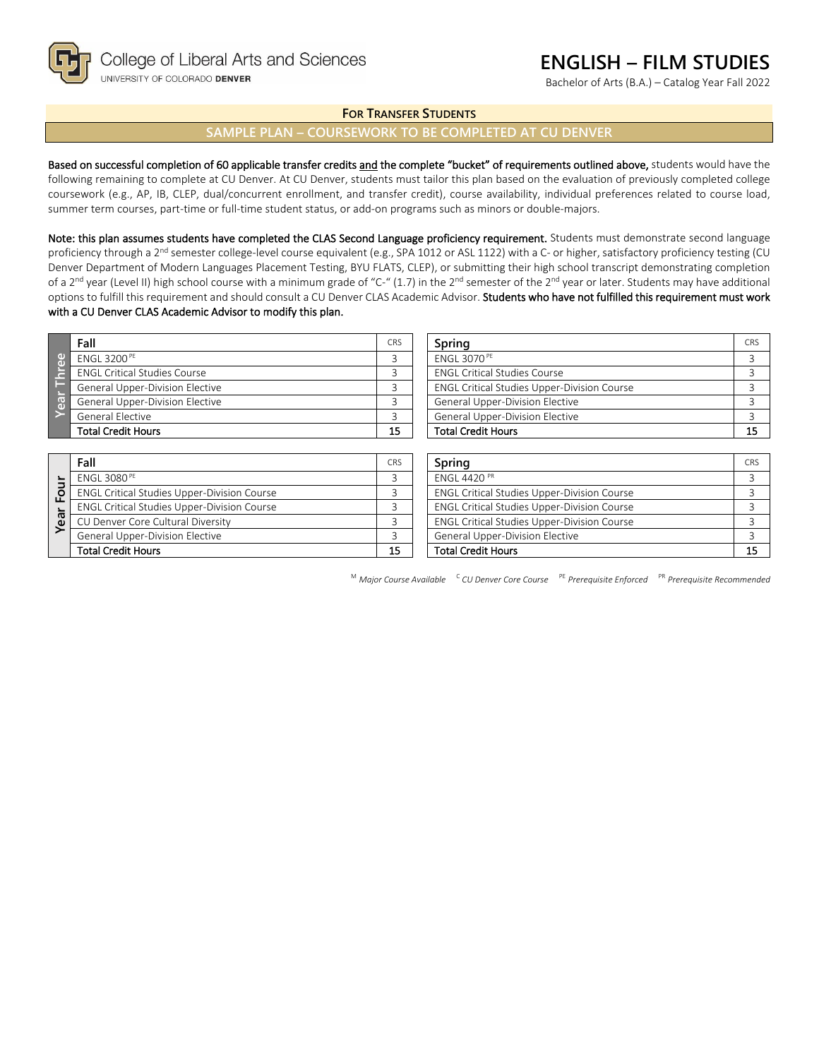# ENGLISH – FILM STUDIES

Bachelor of Arts (B.A.) – Catalog Year Fall 2022

College of Liberal Arts and Sciences
UNIVERSITY OF COLORADO DENVER

## FOR TRANSFER STUDENTS

## SAMPLE PLAN – COURSEWORK TO BE COMPLETED AT CU DENVER

**Based on successful completion of 60 applicable transfer credits and the complete "bucket" of requirements outlined above,** students would have the following remaining to complete at CU Denver. At CU Denver, students must tailor this plan based on the evaluation of previously completed college coursework (e.g., AP, IB, CLEP, dual/concurrent enrollment, and transfer credit), course availability, individual preferences related to course load, summer term courses, part-time or full-time student status, or add-on programs such as minors or double-majors.

**Note: this plan assumes students have completed the CLAS Second Language proficiency requirement.** Students must demonstrate second language proficiency through a 2nd semester college-level course equivalent (e.g., SPA 1012 or ASL 1122) with a C- or higher, satisfactory proficiency testing (CU Denver Department of Modern Languages Placement Testing, BYU FLATS, CLEP), or submitting their high school transcript demonstrating completion of a 2nd year (Level II) high school course with a minimum grade of "C-" (1.7) in the 2nd semester of the 2nd year or later. Students may have additional options to fulfill this requirement and should consult a CU Denver CLAS Academic Advisor. **Students who have not fulfilled this requirement must work with a CU Denver CLAS Academic Advisor to modify this plan.**

### Year Three

| Fall | CRS |
|---|---|
| ENGL 3200 PE | 3 |
| ENGL Critical Studies Course | 3 |
| General Upper-Division Elective | 3 |
| General Upper-Division Elective | 3 |
| General Elective | 3 |
| **Total Credit Hours** | **15** |

| Spring | CRS |
|---|---|
| ENGL 3070 PE | 3 |
| ENGL Critical Studies Course | 3 |
| ENGL Critical Studies Upper-Division Course | 3 |
| General Upper-Division Elective | 3 |
| General Upper-Division Elective | 3 |
| **Total Credit Hours** | **15** |

### Year Four

| Fall | CRS |
|---|---|
| ENGL 3080 PE | 3 |
| ENGL Critical Studies Upper-Division Course | 3 |
| ENGL Critical Studies Upper-Division Course | 3 |
| CU Denver Core Cultural Diversity | 3 |
| General Upper-Division Elective | 3 |
| **Total Credit Hours** | **15** |

| Spring | CRS |
|---|---|
| ENGL 4420 PR | 3 |
| ENGL Critical Studies Upper-Division Course | 3 |
| ENGL Critical Studies Upper-Division Course | 3 |
| ENGL Critical Studies Upper-Division Course | 3 |
| General Upper-Division Elective | 3 |
| **Total Credit Hours** | **15** |

*M Major Course Available   C CU Denver Core Course   PE Prerequisite Enforced   PR Prerequisite Recommended*